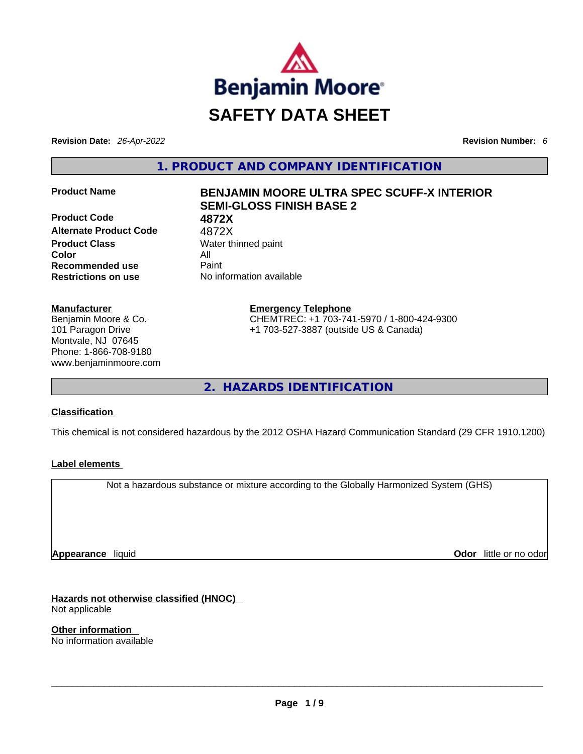Benjamin Moore®

# SAFETY DATA SHEET

**Revision Date:** *26-Apr-2022* **Revision Number:** *6*

## 1. PRODUCT AND COMPANY IDENTIFICATION

| | |
|---|---|
| **Product Name** | **BENJAMIN MOORE ULTRA SPEC SCUFF-X INTERIOR SEMI-GLOSS FINISH BASE 2** |
| **Product Code** | **4872X** |
| **Alternate Product Code** | 4872X |
| **Product Class** | Water thinned paint |
| **Color** | All |
| **Recommended use** | Paint |
| **Restrictions on use** | No information available |

**Manufacturer**
Benjamin Moore & Co.
101 Paragon Drive
Montvale, NJ 07645
Phone: 1-866-708-9180
www.benjaminmoore.com

**Emergency Telephone**
CHEMTREC: +1 703-741-5970 / 1-800-424-9300
+1 703-527-3887 (outside US & Canada)

## 2. HAZARDS IDENTIFICATION

**Classification**

This chemical is not considered hazardous by the 2012 OSHA Hazard Communication Standard (29 CFR 1910.1200)

**Label elements**

Not a hazardous substance or mixture according to the Globally Harmonized System (GHS)

**Appearance** liquid **Odor** little or no odor

**Hazards not otherwise classified (HNOC)**
Not applicable

**Other information**
No information available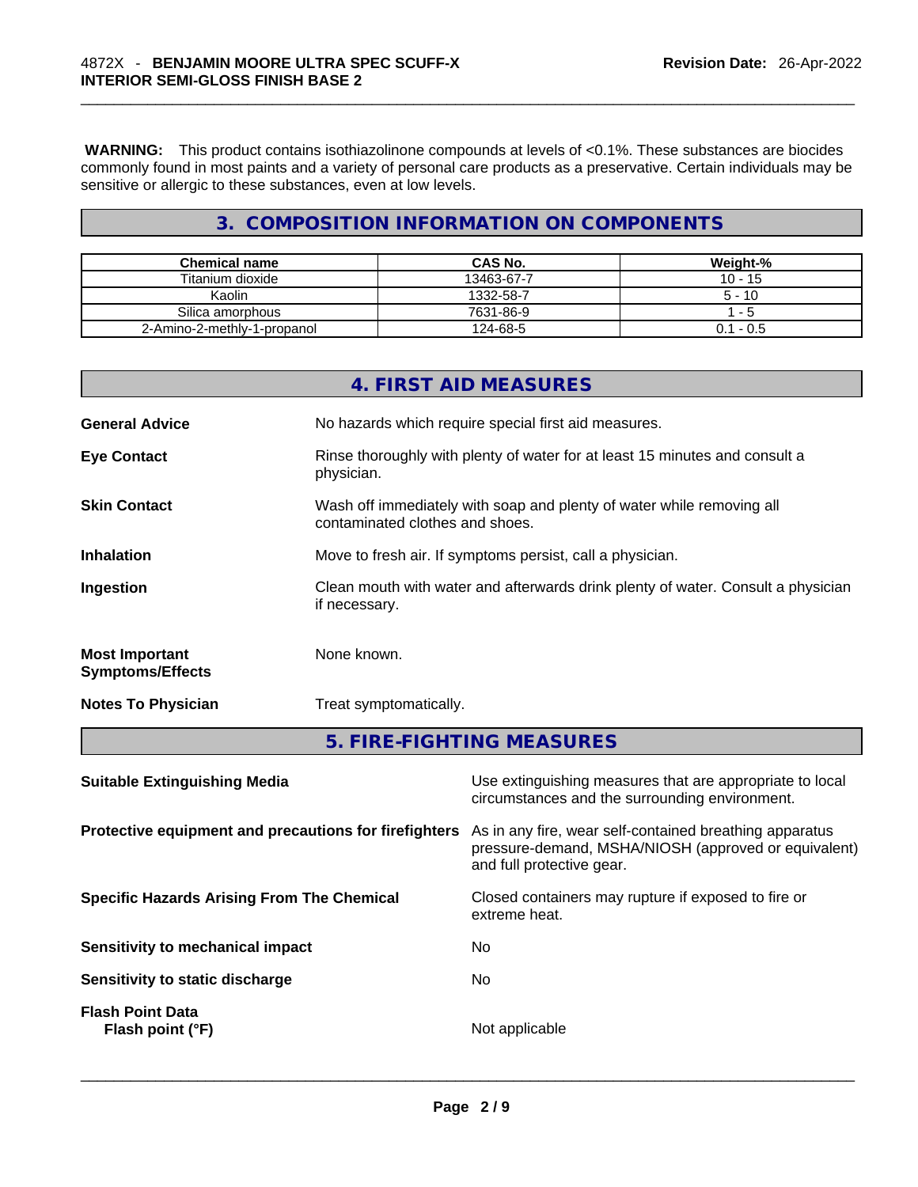**WARNING:** This product contains isothiazolinone compounds at levels of <0.1%. These substances are biocides commonly found in most paints and a variety of personal care products as a preservative. Certain individuals may be sensitive or allergic to these substances, even at low levels.

## 3. COMPOSITION INFORMATION ON COMPONENTS

| Chemical name | CAS No. | Weight-% |
|---|---|---|
| Titanium dioxide | 13463-67-7 | 10 - 15 |
| Kaolin | 1332-58-7 | 5 - 10 |
| Silica amorphous | 7631-86-9 | 1 - 5 |
| 2-Amino-2-methly-1-propanol | 124-68-5 | 0.1 - 0.5 |

## 4. FIRST AID MEASURES

**General Advice** No hazards which require special first aid measures.

**Eye Contact** Rinse thoroughly with plenty of water for at least 15 minutes and consult a physician.

**Skin Contact** Wash off immediately with soap and plenty of water while removing all contaminated clothes and shoes.

**Inhalation** Move to fresh air. If symptoms persist, call a physician.

**Ingestion** Clean mouth with water and afterwards drink plenty of water. Consult a physician if necessary.

**Most Important Symptoms/Effects** None known.

**Notes To Physician** Treat symptomatically.

## 5. FIRE-FIGHTING MEASURES

**Suitable Extinguishing Media** Use extinguishing measures that are appropriate to local circumstances and the surrounding environment.

**Protective equipment and precautions for firefighters** As in any fire, wear self-contained breathing apparatus pressure-demand, MSHA/NIOSH (approved or equivalent) and full protective gear.

**Specific Hazards Arising From The Chemical** Closed containers may rupture if exposed to fire or extreme heat.

**Sensitivity to mechanical impact** No

**Sensitivity to static discharge** No

**Flash Point Data**
**Flash point (°F)** Not applicable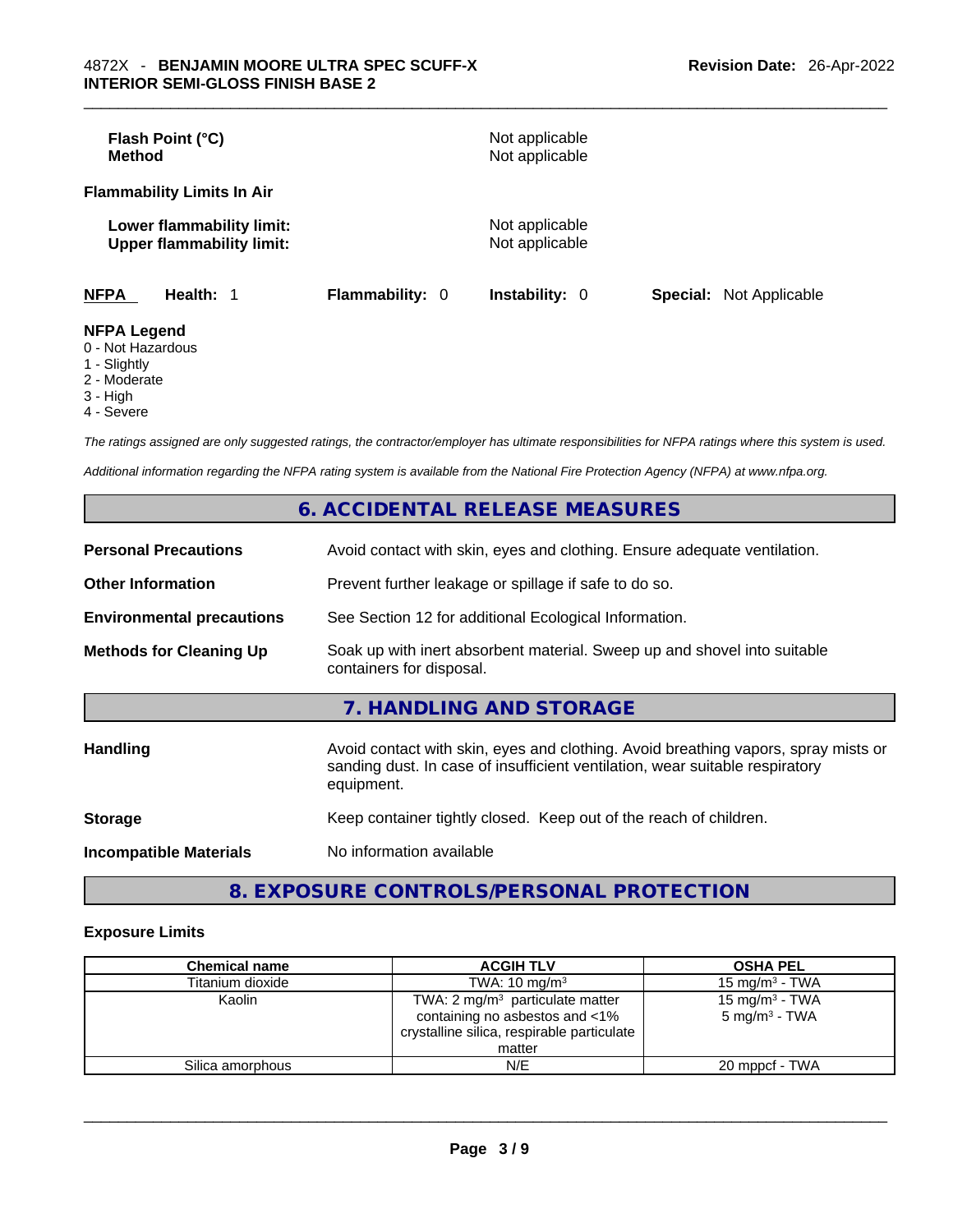| | |
|---|---|
| **Flash Point (°C)** | Not applicable |
| **Method** | Not applicable |

**Flammability Limits In Air**

| | |
|---|---|
| **Lower flammability limit:** | Not applicable |
| **Upper flammability limit:** | Not applicable |

| **NFPA** | **Health:** 1 | **Flammability:** 0 | **Instability:** 0 | **Special:** Not Applicable |
|---|---|---|---|---|

**NFPA Legend**
- 0 - Not Hazardous
- 1 - Slightly
- 2 - Moderate
- 3 - High
- 4 - Severe

*The ratings assigned are only suggested ratings, the contractor/employer has ultimate responsibilities for NFPA ratings where this system is used.*

*Additional information regarding the NFPA rating system is available from the National Fire Protection Agency (NFPA) at www.nfpa.org.*

## 6. ACCIDENTAL RELEASE MEASURES

| | |
|---|---|
| **Personal Precautions** | Avoid contact with skin, eyes and clothing. Ensure adequate ventilation. |
| **Other Information** | Prevent further leakage or spillage if safe to do so. |
| **Environmental precautions** | See Section 12 for additional Ecological Information. |
| **Methods for Cleaning Up** | Soak up with inert absorbent material. Sweep up and shovel into suitable containers for disposal. |

## 7. HANDLING AND STORAGE

| | |
|---|---|
| **Handling** | Avoid contact with skin, eyes and clothing. Avoid breathing vapors, spray mists or sanding dust. In case of insufficient ventilation, wear suitable respiratory equipment. |
| **Storage** | Keep container tightly closed. Keep out of the reach of children. |
| **Incompatible Materials** | No information available |

## 8. EXPOSURE CONTROLS/PERSONAL PROTECTION

**Exposure Limits**

| Chemical name | ACGIH TLV | OSHA PEL |
|---|---|---|
| Titanium dioxide | TWA: 10 mg/m³ | 15 mg/m³ - TWA |
| Kaolin | TWA: 2 mg/m³ particulate matter containing no asbestos and <1% crystalline silica, respirable particulate matter | 15 mg/m³ - TWA<br>5 mg/m³ - TWA |
| Silica amorphous | N/E | 20 mppcf - TWA |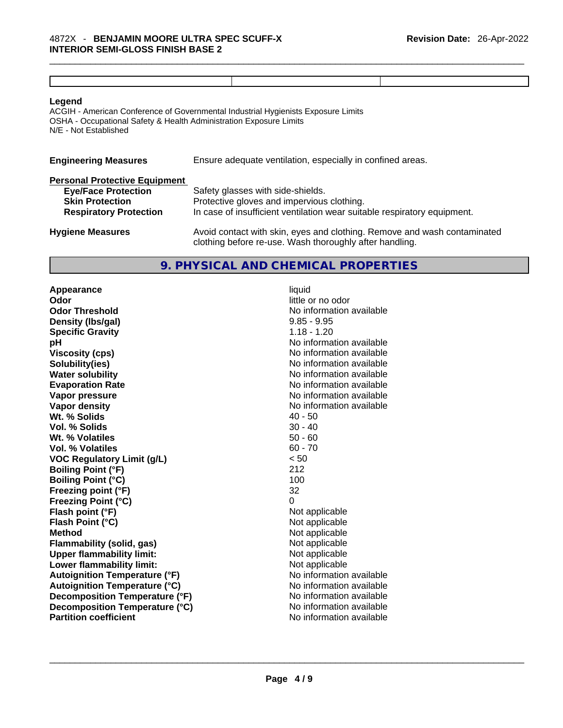| | | |
|---|---|---|
| | | |

**Legend**

ACGIH - American Conference of Governmental Industrial Hygienists Exposure Limits
OSHA - Occupational Safety & Health Administration Exposure Limits
N/E - Not Established

**Engineering Measures** Ensure adequate ventilation, especially in confined areas.

**Personal Protective Equipment**

| | |
|---|---|
| **Eye/Face Protection** | Safety glasses with side-shields. |
| **Skin Protection** | Protective gloves and impervious clothing. |
| **Respiratory Protection** | In case of insufficient ventilation wear suitable respiratory equipment. |

**Hygiene Measures** Avoid contact with skin, eyes and clothing. Remove and wash contaminated clothing before re-use. Wash thoroughly after handling.

## 9. PHYSICAL AND CHEMICAL PROPERTIES

| | |
|---|---|
| **Appearance** | liquid |
| **Odor** | little or no odor |
| **Odor Threshold** | No information available |
| **Density (lbs/gal)** | 9.85 - 9.95 |
| **Specific Gravity** | 1.18 - 1.20 |
| **pH** | No information available |
| **Viscosity (cps)** | No information available |
| **Solubility(ies)** | No information available |
| **Water solubility** | No information available |
| **Evaporation Rate** | No information available |
| **Vapor pressure** | No information available |
| **Vapor density** | No information available |
| **Wt. % Solids** | 40 - 50 |
| **Vol. % Solids** | 30 - 40 |
| **Wt. % Volatiles** | 50 - 60 |
| **Vol. % Volatiles** | 60 - 70 |
| **VOC Regulatory Limit (g/L)** | < 50 |
| **Boiling Point (°F)** | 212 |
| **Boiling Point (°C)** | 100 |
| **Freezing point (°F)** | 32 |
| **Freezing Point (°C)** | 0 |
| **Flash point (°F)** | Not applicable |
| **Flash Point (°C)** | Not applicable |
| **Method** | Not applicable |
| **Flammability (solid, gas)** | Not applicable |
| **Upper flammability limit:** | Not applicable |
| **Lower flammability limit:** | Not applicable |
| **Autoignition Temperature (°F)** | No information available |
| **Autoignition Temperature (°C)** | No information available |
| **Decomposition Temperature (°F)** | No information available |
| **Decomposition Temperature (°C)** | No information available |
| **Partition coefficient** | No information available |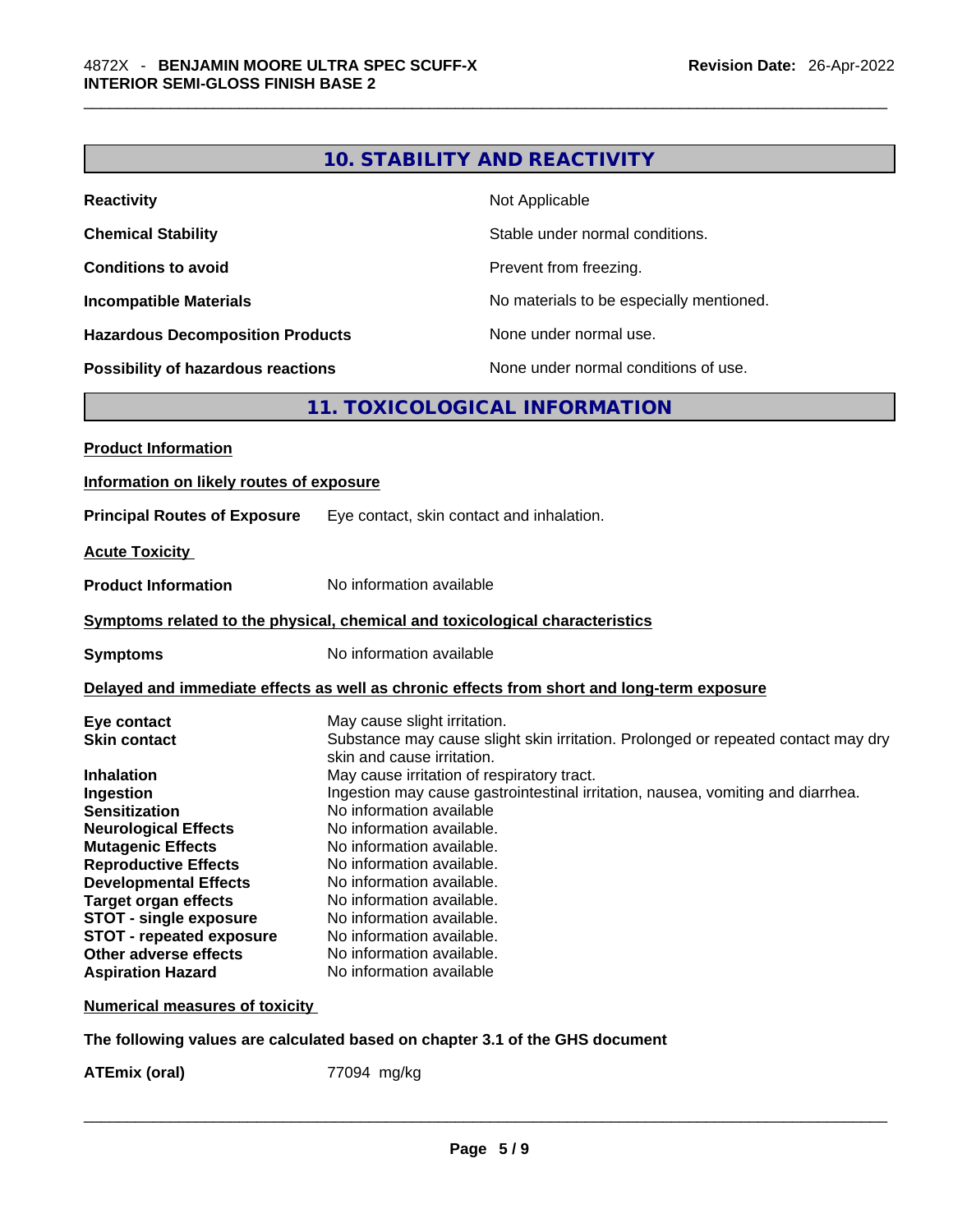## 10. STABILITY AND REACTIVITY

| | |
|---|---|
| **Reactivity** | Not Applicable |
| **Chemical Stability** | Stable under normal conditions. |
| **Conditions to avoid** | Prevent from freezing. |
| **Incompatible Materials** | No materials to be especially mentioned. |
| **Hazardous Decomposition Products** | None under normal use. |
| **Possibility of hazardous reactions** | None under normal conditions of use. |

## 11. TOXICOLOGICAL INFORMATION

**Product Information**

**Information on likely routes of exposure**

**Principal Routes of Exposure** Eye contact, skin contact and inhalation.

**Acute Toxicity**

**Product Information** No information available

**Symptoms related to the physical, chemical and toxicological characteristics**

**Symptoms** No information available

**Delayed and immediate effects as well as chronic effects from short and long-term exposure**

| | |
|---|---|
| **Eye contact** | May cause slight irritation. |
| **Skin contact** | Substance may cause slight skin irritation. Prolonged or repeated contact may dry skin and cause irritation. |
| **Inhalation** | May cause irritation of respiratory tract. |
| **Ingestion** | Ingestion may cause gastrointestinal irritation, nausea, vomiting and diarrhea. |
| **Sensitization** | No information available |
| **Neurological Effects** | No information available. |
| **Mutagenic Effects** | No information available. |
| **Reproductive Effects** | No information available. |
| **Developmental Effects** | No information available. |
| **Target organ effects** | No information available. |
| **STOT - single exposure** | No information available. |
| **STOT - repeated exposure** | No information available. |
| **Other adverse effects** | No information available. |
| **Aspiration Hazard** | No information available |

**Numerical measures of toxicity**

**The following values are calculated based on chapter 3.1 of the GHS document**

**ATEmix (oral)** 77094 mg/kg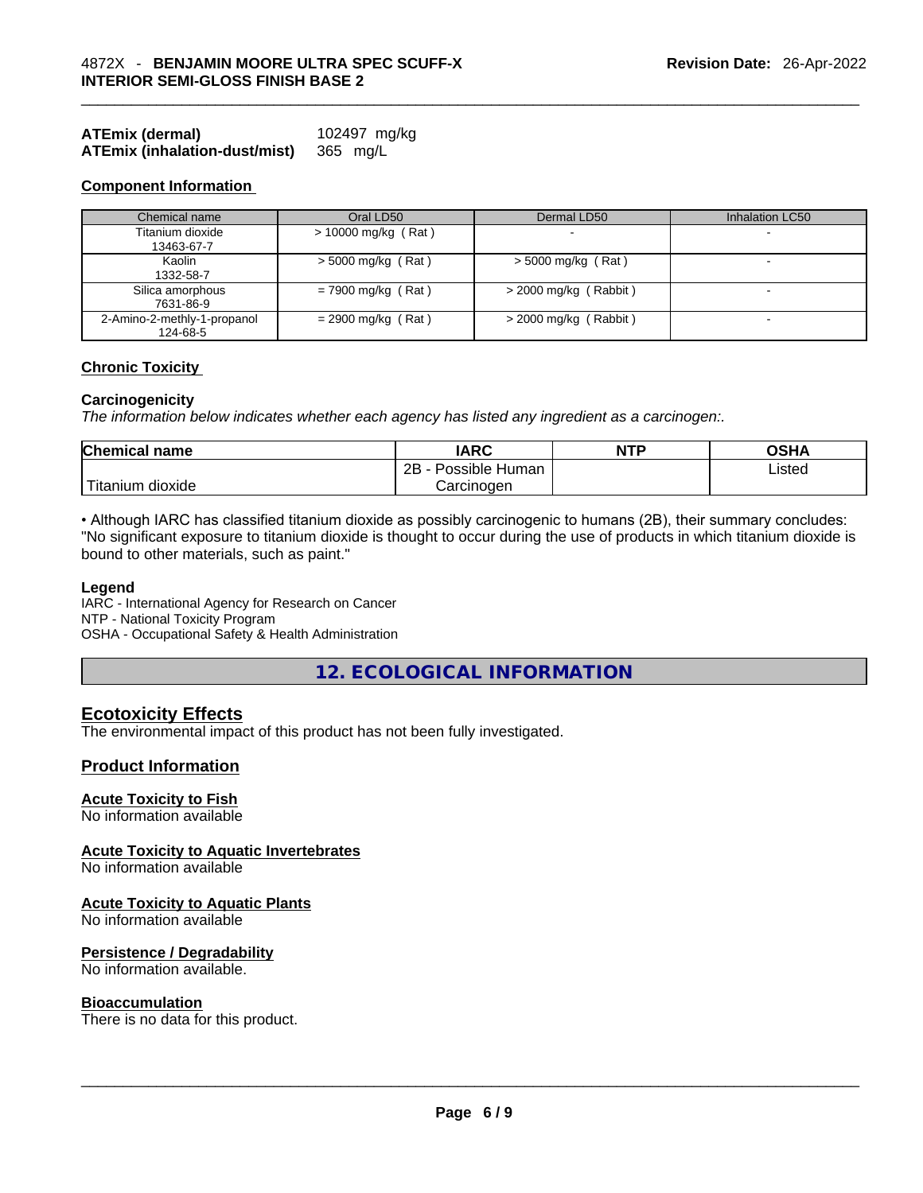**ATEmix (dermal)** 102497 mg/kg
**ATEmix (inhalation-dust/mist)** 365 mg/L

### Component Information

| Chemical name | Oral LD50 | Dermal LD50 | Inhalation LC50 |
|---|---|---|---|
| Titanium dioxide 13463-67-7 | > 10000 mg/kg ( Rat ) | - | - |
| Kaolin 1332-58-7 | > 5000 mg/kg ( Rat ) | > 5000 mg/kg ( Rat ) | - |
| Silica amorphous 7631-86-9 | = 7900 mg/kg ( Rat ) | > 2000 mg/kg ( Rabbit ) | - |
| 2-Amino-2-methly-1-propanol 124-68-5 | = 2900 mg/kg ( Rat ) | > 2000 mg/kg ( Rabbit ) | - |

### Chronic Toxicity

**Carcinogenicity**
*The information below indicates whether each agency has listed any ingredient as a carcinogen:.*

| Chemical name | IARC | NTP | OSHA |
|---|---|---|---|
| Titanium dioxide | 2B - Possible Human Carcinogen | | Listed |

• Although IARC has classified titanium dioxide as possibly carcinogenic to humans (2B), their summary concludes: "No significant exposure to titanium dioxide is thought to occur during the use of products in which titanium dioxide is bound to other materials, such as paint."

**Legend**
IARC - International Agency for Research on Cancer
NTP - National Toxicity Program
OSHA - Occupational Safety & Health Administration

## 12. ECOLOGICAL INFORMATION

### Ecotoxicity Effects
The environmental impact of this product has not been fully investigated.

### Product Information

**Acute Toxicity to Fish**
No information available

**Acute Toxicity to Aquatic Invertebrates**
No information available

**Acute Toxicity to Aquatic Plants**
No information available

**Persistence / Degradability**
No information available.

**Bioaccumulation**
There is no data for this product.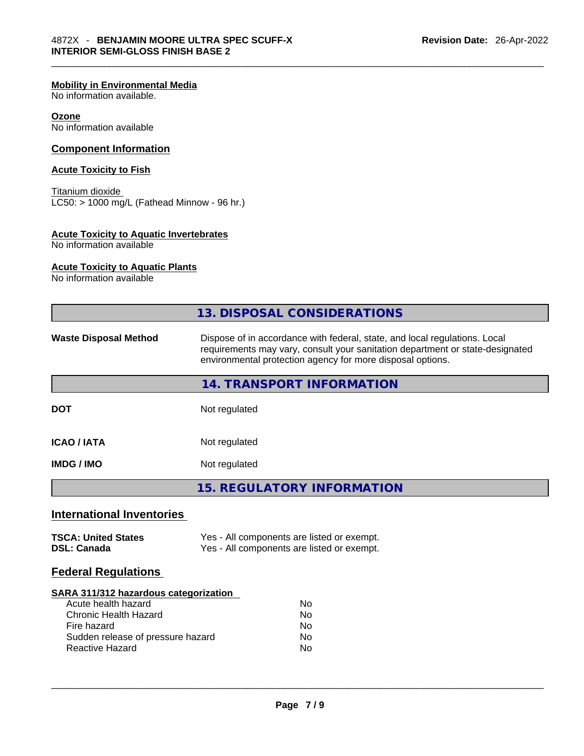**Mobility in Environmental Media**
No information available.

**Ozone**
No information available

## Component Information

**Acute Toxicity to Fish**

Titanium dioxide
LC50: > 1000 mg/L (Fathead Minnow - 96 hr.)

**Acute Toxicity to Aquatic Invertebrates**
No information available

**Acute Toxicity to Aquatic Plants**
No information available

## 13. DISPOSAL CONSIDERATIONS

| | |
|---|---|
| **Waste Disposal Method** | Dispose of in accordance with federal, state, and local regulations. Local requirements may vary, consult your sanitation department or state-designated environmental protection agency for more disposal options. |

## 14. TRANSPORT INFORMATION

| | |
|---|---|
| **DOT** | Not regulated |
| **ICAO / IATA** | Not regulated |
| **IMDG / IMO** | Not regulated |

## 15. REGULATORY INFORMATION

### International Inventories

| | |
|---|---|
| **TSCA: United States** | Yes - All components are listed or exempt. |
| **DSL: Canada** | Yes - All components are listed or exempt. |

### Federal Regulations

**SARA 311/312 hazardous categorization**

| | |
|---|---|
| Acute health hazard | No |
| Chronic Health Hazard | No |
| Fire hazard | No |
| Sudden release of pressure hazard | No |
| Reactive Hazard | No |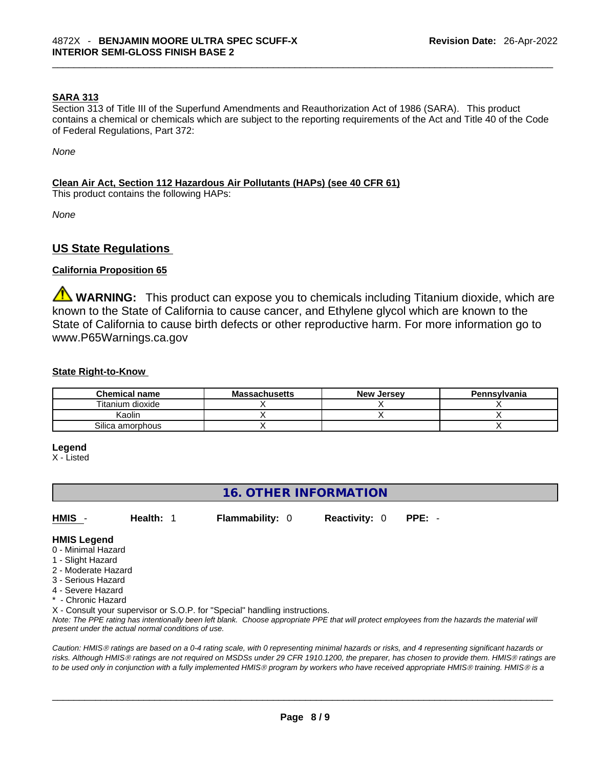**SARA 313**

Section 313 of Title III of the Superfund Amendments and Reauthorization Act of 1986 (SARA). This product contains a chemical or chemicals which are subject to the reporting requirements of the Act and Title 40 of the Code of Federal Regulations, Part 372:

*None*

**Clean Air Act, Section 112 Hazardous Air Pollutants (HAPs) (see 40 CFR 61)**

This product contains the following HAPs:

*None*

## US State Regulations

**California Proposition 65**

⚠ **WARNING:** This product can expose you to chemicals including Titanium dioxide, which are known to the State of California to cause cancer, and Ethylene glycol which are known to the State of California to cause birth defects or other reproductive harm. For more information go to www.P65Warnings.ca.gov

**State Right-to-Know**

| Chemical name | Massachusetts | New Jersey | Pennsylvania |
|---|---|---|---|
| Titanium dioxide | X | X | X |
| Kaolin | X | X | X |
| Silica amorphous | X | | X |

**Legend**

X - Listed

## 16. OTHER INFORMATION

**HMIS** - **Health:** 1 **Flammability:** 0 **Reactivity:** 0 **PPE:** -

**HMIS Legend**

0 - Minimal Hazard
1 - Slight Hazard
2 - Moderate Hazard
3 - Serious Hazard
4 - Severe Hazard
* - Chronic Hazard
X - Consult your supervisor or S.O.P. for "Special" handling instructions.

*Note: The PPE rating has intentionally been left blank. Choose appropriate PPE that will protect employees from the hazards the material will present under the actual normal conditions of use.*

*Caution: HMIS® ratings are based on a 0-4 rating scale, with 0 representing minimal hazards or risks, and 4 representing significant hazards or risks. Although HMIS® ratings are not required on MSDSs under 29 CFR 1910.1200, the preparer, has chosen to provide them. HMIS® ratings are to be used only in conjunction with a fully implemented HMIS® program by workers who have received appropriate HMIS® training. HMIS® is a*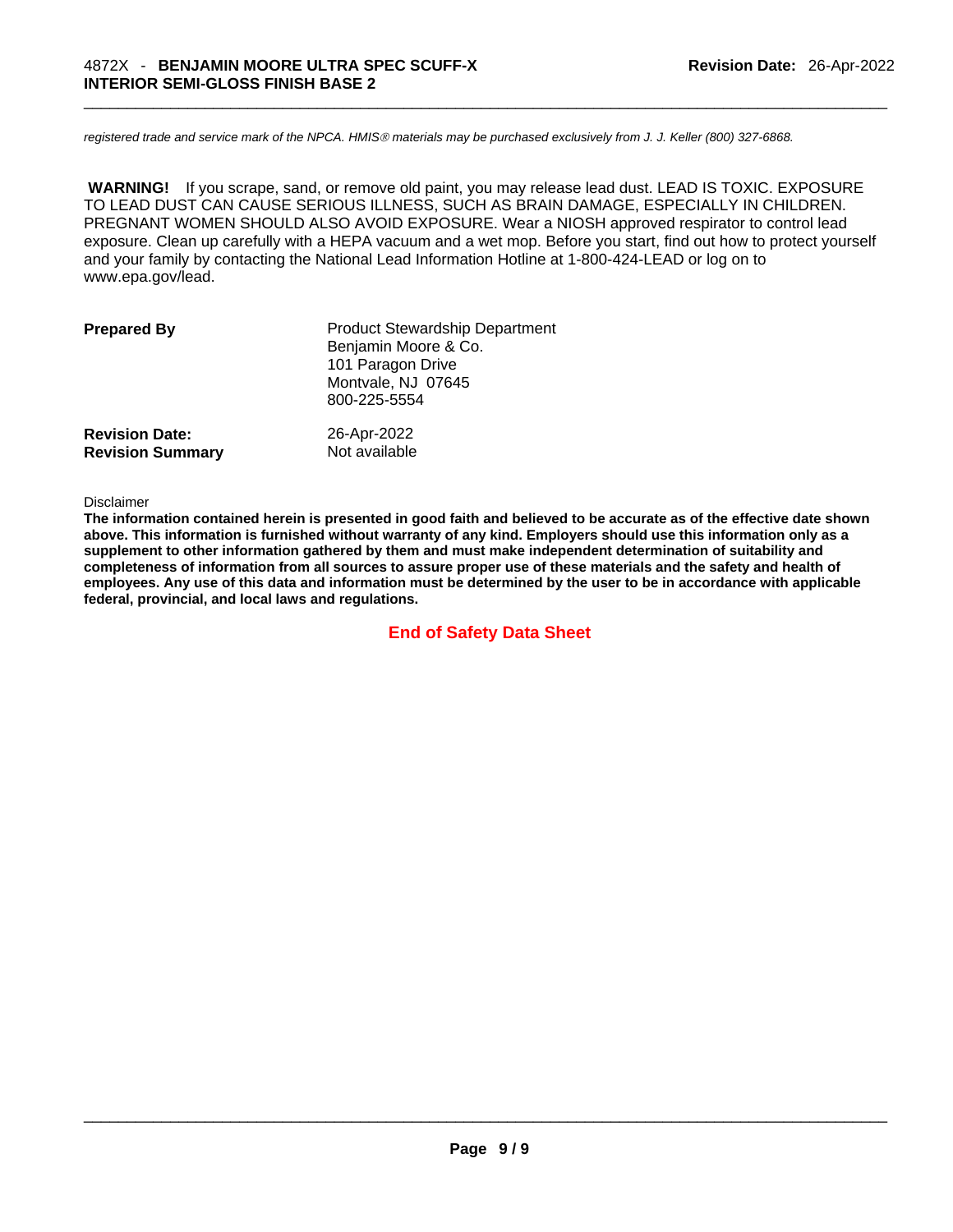*registered trade and service mark of the NPCA. HMIS® materials may be purchased exclusively from J. J. Keller (800) 327-6868.*

**WARNING!** If you scrape, sand, or remove old paint, you may release lead dust. LEAD IS TOXIC. EXPOSURE TO LEAD DUST CAN CAUSE SERIOUS ILLNESS, SUCH AS BRAIN DAMAGE, ESPECIALLY IN CHILDREN. PREGNANT WOMEN SHOULD ALSO AVOID EXPOSURE. Wear a NIOSH approved respirator to control lead exposure. Clean up carefully with a HEPA vacuum and a wet mop. Before you start, find out how to protect yourself and your family by contacting the National Lead Information Hotline at 1-800-424-LEAD or log on to www.epa.gov/lead.

| | |
|---|---|
| **Prepared By** | Product Stewardship Department<br>Benjamin Moore & Co.<br>101 Paragon Drive<br>Montvale, NJ 07645<br>800-225-5554 |
| **Revision Date:** | 26-Apr-2022 |
| **Revision Summary** | Not available |

Disclaimer

**The information contained herein is presented in good faith and believed to be accurate as of the effective date shown above. This information is furnished without warranty of any kind. Employers should use this information only as a supplement to other information gathered by them and must make independent determination of suitability and completeness of information from all sources to assure proper use of these materials and the safety and health of employees. Any use of this data and information must be determined by the user to be in accordance with applicable federal, provincial, and local laws and regulations.**

**End of Safety Data Sheet**